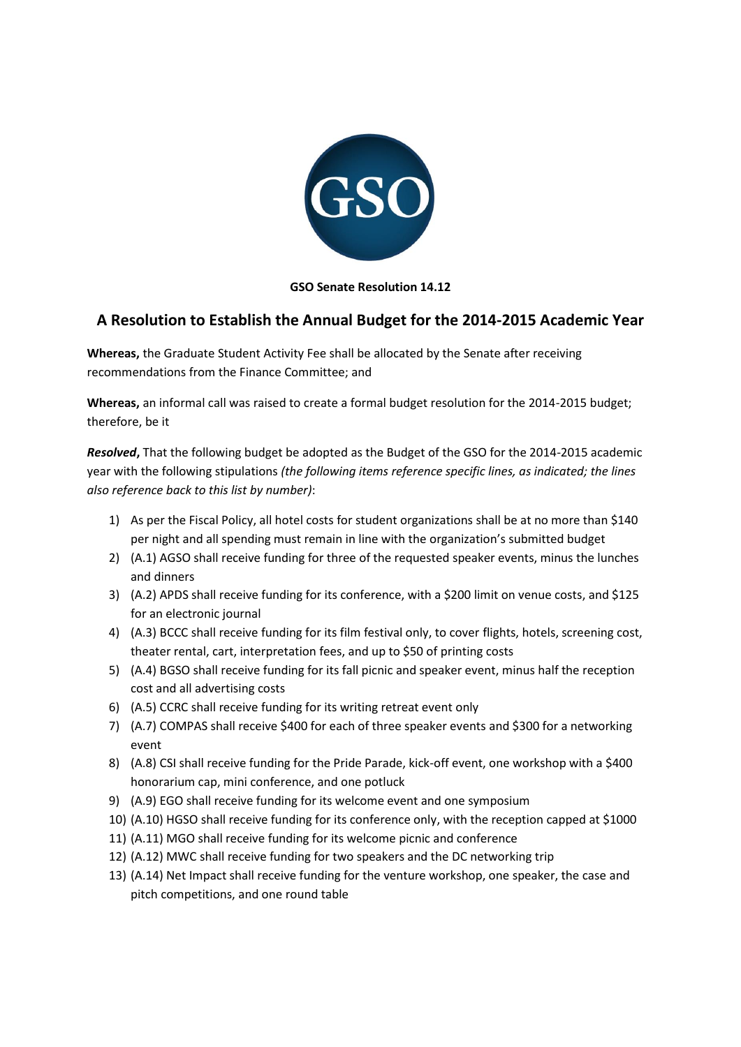GSO

**GSO Senate Resolution 14.12**

## A Resolution to Establish the Annual Budget for the 2014-2015 Academic Year

**Whereas,** the Graduate Student Activity Fee shall be allocated by the Senate after receiving recommendations from the Finance Committee; and

**Whereas,** an informal call was raised to create a formal budget resolution for the 2014-2015 budget; therefore, be it

***Resolved*****,** That the following budget be adopted as the Budget of the GSO for the 2014-2015 academic year with the following stipulations *(the following items reference specific lines, as indicated; the lines also reference back to this list by number)*:

1) As per the Fiscal Policy, all hotel costs for student organizations shall be at no more than $140 per night and all spending must remain in line with the organization's submitted budget
2) (A.1) AGSO shall receive funding for three of the requested speaker events, minus the lunches and dinners
3) (A.2) APDS shall receive funding for its conference, with a $200 limit on venue costs, and $125 for an electronic journal
4) (A.3) BCCC shall receive funding for its film festival only, to cover flights, hotels, screening cost, theater rental, cart, interpretation fees, and up to $50 of printing costs
5) (A.4) BGSO shall receive funding for its fall picnic and speaker event, minus half the reception cost and all advertising costs
6) (A.5) CCRC shall receive funding for its writing retreat event only
7) (A.7) COMPAS shall receive $400 for each of three speaker events and $300 for a networking event
8) (A.8) CSI shall receive funding for the Pride Parade, kick-off event, one workshop with a $400 honorarium cap, mini conference, and one potluck
9) (A.9) EGO shall receive funding for its welcome event and one symposium
10) (A.10) HGSO shall receive funding for its conference only, with the reception capped at $1000
11) (A.11) MGO shall receive funding for its welcome picnic and conference
12) (A.12) MWC shall receive funding for two speakers and the DC networking trip
13) (A.14) Net Impact shall receive funding for the venture workshop, one speaker, the case and pitch competitions, and one round table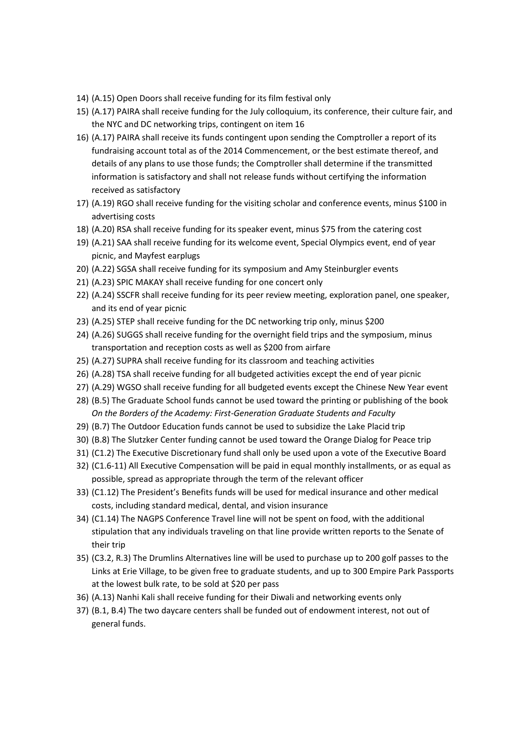14) (A.15) Open Doors shall receive funding for its film festival only
15) (A.17) PAIRA shall receive funding for the July colloquium, its conference, their culture fair, and the NYC and DC networking trips, contingent on item 16
16) (A.17) PAIRA shall receive its funds contingent upon sending the Comptroller a report of its fundraising account total as of the 2014 Commencement, or the best estimate thereof, and details of any plans to use those funds; the Comptroller shall determine if the transmitted information is satisfactory and shall not release funds without certifying the information received as satisfactory
17) (A.19) RGO shall receive funding for the visiting scholar and conference events, minus $100 in advertising costs
18) (A.20) RSA shall receive funding for its speaker event, minus $75 from the catering cost
19) (A.21) SAA shall receive funding for its welcome event, Special Olympics event, end of year picnic, and Mayfest earplugs
20) (A.22) SGSA shall receive funding for its symposium and Amy Steinburgler events
21) (A.23) SPIC MAKAY shall receive funding for one concert only
22) (A.24) SSCFR shall receive funding for its peer review meeting, exploration panel, one speaker, and its end of year picnic
23) (A.25) STEP shall receive funding for the DC networking trip only, minus $200
24) (A.26) SUGGS shall receive funding for the overnight field trips and the symposium, minus transportation and reception costs as well as $200 from airfare
25) (A.27) SUPRA shall receive funding for its classroom and teaching activities
26) (A.28) TSA shall receive funding for all budgeted activities except the end of year picnic
27) (A.29) WGSO shall receive funding for all budgeted events except the Chinese New Year event
28) (B.5) The Graduate School funds cannot be used toward the printing or publishing of the book *On the Borders of the Academy: First-Generation Graduate Students and Faculty*
29) (B.7) The Outdoor Education funds cannot be used to subsidize the Lake Placid trip
30) (B.8) The Slutzker Center funding cannot be used toward the Orange Dialog for Peace trip
31) (C1.2) The Executive Discretionary fund shall only be used upon a vote of the Executive Board
32) (C1.6-11) All Executive Compensation will be paid in equal monthly installments, or as equal as possible, spread as appropriate through the term of the relevant officer
33) (C1.12) The President's Benefits funds will be used for medical insurance and other medical costs, including standard medical, dental, and vision insurance
34) (C1.14) The NAGPS Conference Travel line will not be spent on food, with the additional stipulation that any individuals traveling on that line provide written reports to the Senate of their trip
35) (C3.2, R.3) The Drumlins Alternatives line will be used to purchase up to 200 golf passes to the Links at Erie Village, to be given free to graduate students, and up to 300 Empire Park Passports at the lowest bulk rate, to be sold at $20 per pass
36) (A.13) Nanhi Kali shall receive funding for their Diwali and networking events only
37) (B.1, B.4) The two daycare centers shall be funded out of endowment interest, not out of general funds.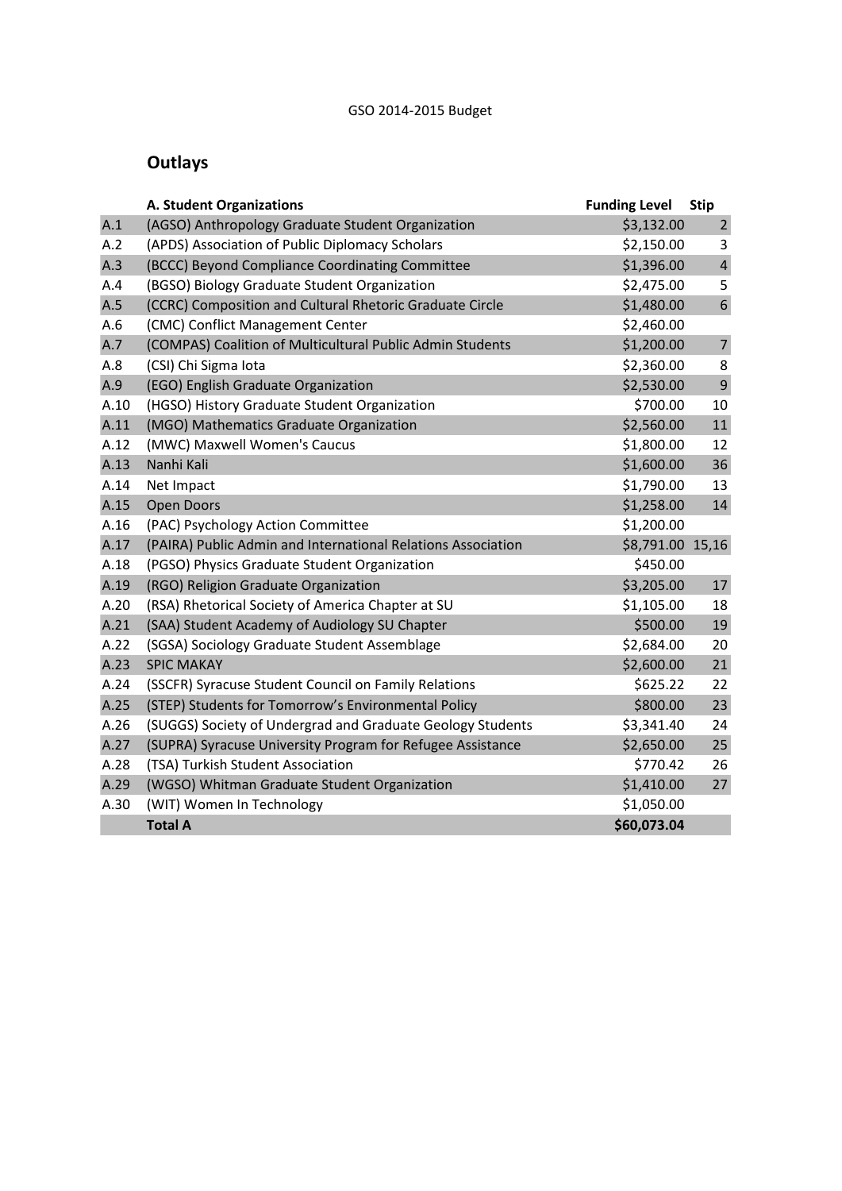GSO 2014-2015 Budget

## Outlays

| | A. Student Organizations | Funding Level | Stip |
|---|---|---|---|
| A.1 | (AGSO) Anthropology Graduate Student Organization | $3,132.00 | 2 |
| A.2 | (APDS) Association of Public Diplomacy Scholars | $2,150.00 | 3 |
| A.3 | (BCCC) Beyond Compliance Coordinating Committee | $1,396.00 | 4 |
| A.4 | (BGSO) Biology Graduate Student Organization | $2,475.00 | 5 |
| A.5 | (CCRC) Composition and Cultural Rhetoric Graduate Circle | $1,480.00 | 6 |
| A.6 | (CMC) Conflict Management Center | $2,460.00 | |
| A.7 | (COMPAS) Coalition of Multicultural Public Admin Students | $1,200.00 | 7 |
| A.8 | (CSI) Chi Sigma Iota | $2,360.00 | 8 |
| A.9 | (EGO) English Graduate Organization | $2,530.00 | 9 |
| A.10 | (HGSO) History Graduate Student Organization | $700.00 | 10 |
| A.11 | (MGO) Mathematics Graduate Organization | $2,560.00 | 11 |
| A.12 | (MWC) Maxwell Women's Caucus | $1,800.00 | 12 |
| A.13 | Nanhi Kali | $1,600.00 | 36 |
| A.14 | Net Impact | $1,790.00 | 13 |
| A.15 | Open Doors | $1,258.00 | 14 |
| A.16 | (PAC) Psychology Action Committee | $1,200.00 | |
| A.17 | (PAIRA) Public Admin and International Relations Association | $8,791.00 | 15,16 |
| A.18 | (PGSO) Physics Graduate Student Organization | $450.00 | |
| A.19 | (RGO) Religion Graduate Organization | $3,205.00 | 17 |
| A.20 | (RSA) Rhetorical Society of America Chapter at SU | $1,105.00 | 18 |
| A.21 | (SAA) Student Academy of Audiology SU Chapter | $500.00 | 19 |
| A.22 | (SGSA) Sociology Graduate Student Assemblage | $2,684.00 | 20 |
| A.23 | SPIC MAKAY | $2,600.00 | 21 |
| A.24 | (SSCFR) Syracuse Student Council on Family Relations | $625.22 | 22 |
| A.25 | (STEP) Students for Tomorrow's Environmental Policy | $800.00 | 23 |
| A.26 | (SUGGS) Society of Undergrad and Graduate Geology Students | $3,341.40 | 24 |
| A.27 | (SUPRA) Syracuse University Program for Refugee Assistance | $2,650.00 | 25 |
| A.28 | (TSA) Turkish Student Association | $770.42 | 26 |
| A.29 | (WGSO) Whitman Graduate Student Organization | $1,410.00 | 27 |
| A.30 | (WIT) Women In Technology | $1,050.00 | |
| | **Total A** | **$60,073.04** | |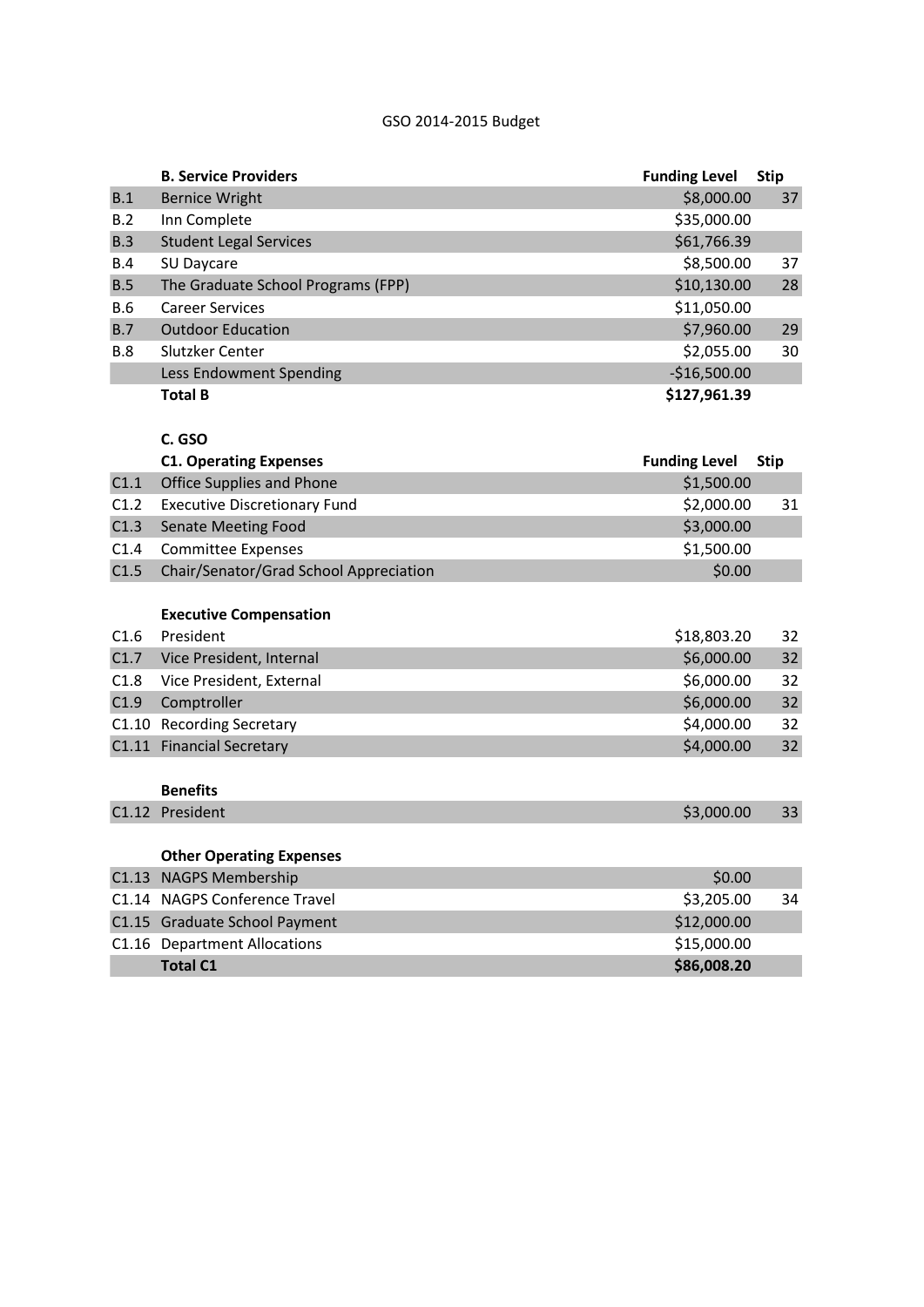GSO 2014-2015 Budget

| | B. Service Providers | Funding Level | Stip |
|---|---|---|---|
| B.1 | Bernice Wright | $8,000.00 | 37 |
| B.2 | Inn Complete | $35,000.00 | |
| B.3 | Student Legal Services | $61,766.39 | |
| B.4 | SU Daycare | $8,500.00 | 37 |
| B.5 | The Graduate School Programs (FPP) | $10,130.00 | 28 |
| B.6 | Career Services | $11,050.00 | |
| B.7 | Outdoor Education | $7,960.00 | 29 |
| B.8 | Slutzker Center | $2,055.00 | 30 |
| | Less Endowment Spending | -$16,500.00 | |
| | **Total B** | **$127,961.39** | |

**C. GSO**

| | C1. Operating Expenses | Funding Level | Stip |
|---|---|---|---|
| C1.1 | Office Supplies and Phone | $1,500.00 | |
| C1.2 | Executive Discretionary Fund | $2,000.00 | 31 |
| C1.3 | Senate Meeting Food | $3,000.00 | |
| C1.4 | Committee Expenses | $1,500.00 | |
| C1.5 | Chair/Senator/Grad School Appreciation | $0.00 | |
| | **Executive Compensation** | | |
| C1.6 | President | $18,803.20 | 32 |
| C1.7 | Vice President, Internal | $6,000.00 | 32 |
| C1.8 | Vice President, External | $6,000.00 | 32 |
| C1.9 | Comptroller | $6,000.00 | 32 |
| C1.10 | Recording Secretary | $4,000.00 | 32 |
| C1.11 | Financial Secretary | $4,000.00 | 32 |
| | **Benefits** | | |
| C1.12 | President | $3,000.00 | 33 |
| | **Other Operating Expenses** | | |
| C1.13 | NAGPS Membership | $0.00 | |
| C1.14 | NAGPS Conference Travel | $3,205.00 | 34 |
| C1.15 | Graduate School Payment | $12,000.00 | |
| C1.16 | Department Allocations | $15,000.00 | |
| | **Total C1** | **$86,008.20** | |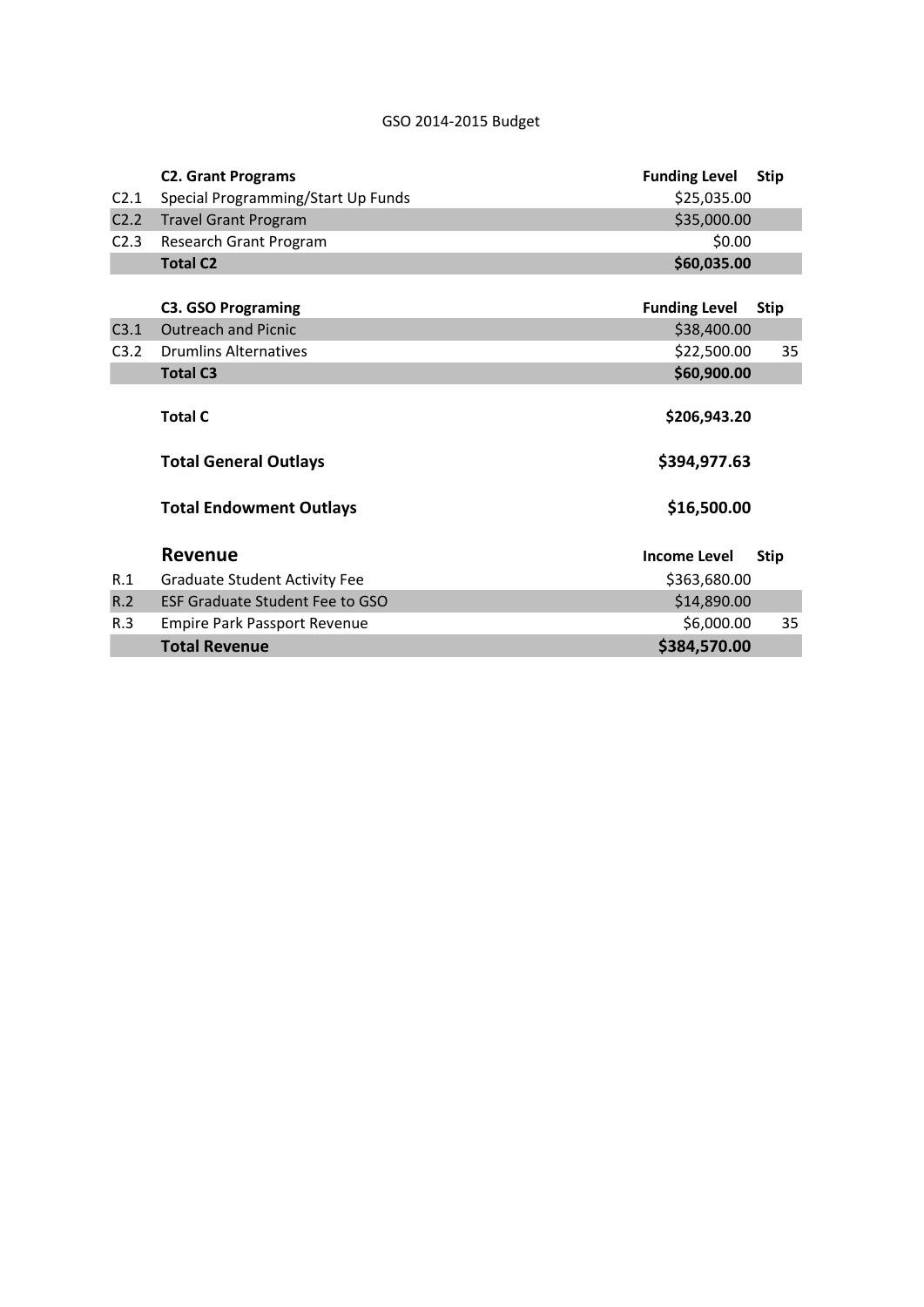GSO 2014-2015 Budget

| | | | |
|---|---|---|---|
| | **C2. Grant Programs** | **Funding Level** | **Stip** |
| C2.1 | Special Programming/Start Up Funds | $25,035.00 | |
| C2.2 | Travel Grant Program | $35,000.00 | |
| C2.3 | Research Grant Program | $0.00 | |
| | **Total C2** | **$60,035.00** | |
| | | | |
| | **C3. GSO Programing** | **Funding Level** | **Stip** |
| C3.1 | Outreach and Picnic | $38,400.00 | |
| C3.2 | Drumlins Alternatives | $22,500.00 | 35 |
| | **Total C3** | **$60,900.00** | |
| | | | |
| | **Total C** | **$206,943.20** | |
| | | | |
| | **Total General Outlays** | **$394,977.63** | |
| | | | |
| | **Total Endowment Outlays** | **$16,500.00** | |
| | | | |
| | **Revenue** | **Income Level** | **Stip** |
| R.1 | Graduate Student Activity Fee | $363,680.00 | |
| R.2 | ESF Graduate Student Fee to GSO | $14,890.00 | |
| R.3 | Empire Park Passport Revenue | $6,000.00 | 35 |
| | **Total Revenue** | **$384,570.00** | |